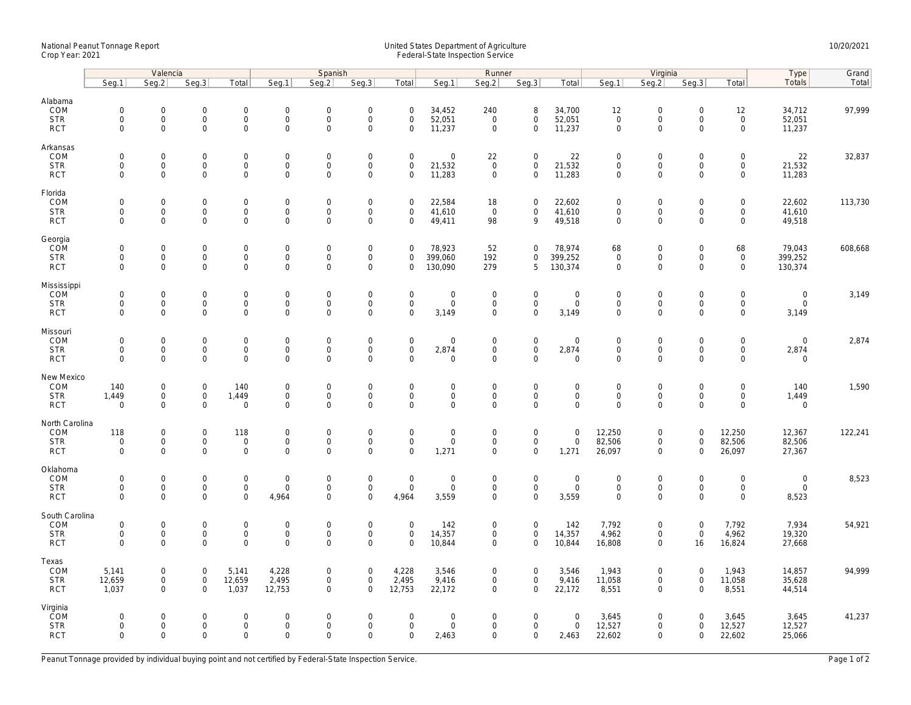National Peanut Tonnage Report
Crop Year: 2021

United States Department of Agriculture
Federal-State Inspection Service

10/20/2021

| | Valencia | | | | Spanish | | | | Runner | | | | Virginia | | | | Type | Grand |
|---|---|---|---|---|---|---|---|---|---|---|---|---|---|---|---|---|---|---|
| | Seg.1 | Seg.2 | Seg.3 | Total | Seg.1 | Seg.2 | Seg.3 | Total | Seg.1 | Seg.2 | Seg.3 | Total | Seg.1 | Seg.2 | Seg.3 | Total | Totals | Total |
| **Alabama** | | | | | | | | | | | | | | | | | | |
| COM | 0 | 0 | 0 | 0 | 0 | 0 | 0 | 0 | 34,452 | 240 | 8 | 34,700 | 12 | 0 | 0 | 12 | 34,712 | 97,999 |
| STR | 0 | 0 | 0 | 0 | 0 | 0 | 0 | 0 | 52,051 | 0 | 0 | 52,051 | 0 | 0 | 0 | 0 | 52,051 | |
| RCT | 0 | 0 | 0 | 0 | 0 | 0 | 0 | 0 | 11,237 | 0 | 0 | 11,237 | 0 | 0 | 0 | 0 | 11,237 | |
| **Arkansas** | | | | | | | | | | | | | | | | | | |
| COM | 0 | 0 | 0 | 0 | 0 | 0 | 0 | 0 | 0 | 22 | 0 | 22 | 0 | 0 | 0 | 0 | 22 | 32,837 |
| STR | 0 | 0 | 0 | 0 | 0 | 0 | 0 | 0 | 21,532 | 0 | 0 | 21,532 | 0 | 0 | 0 | 0 | 21,532 | |
| RCT | 0 | 0 | 0 | 0 | 0 | 0 | 0 | 0 | 11,283 | 0 | 0 | 11,283 | 0 | 0 | 0 | 0 | 11,283 | |
| **Florida** | | | | | | | | | | | | | | | | | | |
| COM | 0 | 0 | 0 | 0 | 0 | 0 | 0 | 0 | 22,584 | 18 | 0 | 22,602 | 0 | 0 | 0 | 0 | 22,602 | 113,730 |
| STR | 0 | 0 | 0 | 0 | 0 | 0 | 0 | 0 | 41,610 | 0 | 0 | 41,610 | 0 | 0 | 0 | 0 | 41,610 | |
| RCT | 0 | 0 | 0 | 0 | 0 | 0 | 0 | 0 | 49,411 | 98 | 9 | 49,518 | 0 | 0 | 0 | 0 | 49,518 | |
| **Georgia** | | | | | | | | | | | | | | | | | | |
| COM | 0 | 0 | 0 | 0 | 0 | 0 | 0 | 0 | 78,923 | 52 | 0 | 78,974 | 68 | 0 | 0 | 68 | 79,043 | 608,668 |
| STR | 0 | 0 | 0 | 0 | 0 | 0 | 0 | 0 | 399,060 | 192 | 0 | 399,252 | 0 | 0 | 0 | 0 | 399,252 | |
| RCT | 0 | 0 | 0 | 0 | 0 | 0 | 0 | 0 | 130,090 | 279 | 5 | 130,374 | 0 | 0 | 0 | 0 | 130,374 | |
| **Mississippi** | | | | | | | | | | | | | | | | | | |
| COM | 0 | 0 | 0 | 0 | 0 | 0 | 0 | 0 | 0 | 0 | 0 | 0 | 0 | 0 | 0 | 0 | 0 | 3,149 |
| STR | 0 | 0 | 0 | 0 | 0 | 0 | 0 | 0 | 0 | 0 | 0 | 0 | 0 | 0 | 0 | 0 | 0 | |
| RCT | 0 | 0 | 0 | 0 | 0 | 0 | 0 | 0 | 3,149 | 0 | 0 | 3,149 | 0 | 0 | 0 | 0 | 3,149 | |
| **Missouri** | | | | | | | | | | | | | | | | | | |
| COM | 0 | 0 | 0 | 0 | 0 | 0 | 0 | 0 | 0 | 0 | 0 | 0 | 0 | 0 | 0 | 0 | 0 | 2,874 |
| STR | 0 | 0 | 0 | 0 | 0 | 0 | 0 | 0 | 2,874 | 0 | 0 | 2,874 | 0 | 0 | 0 | 0 | 2,874 | |
| RCT | 0 | 0 | 0 | 0 | 0 | 0 | 0 | 0 | 0 | 0 | 0 | 0 | 0 | 0 | 0 | 0 | 0 | |
| **New Mexico** | | | | | | | | | | | | | | | | | | |
| COM | 140 | 0 | 0 | 140 | 0 | 0 | 0 | 0 | 0 | 0 | 0 | 0 | 0 | 0 | 0 | 0 | 140 | 1,590 |
| STR | 1,449 | 0 | 0 | 1,449 | 0 | 0 | 0 | 0 | 0 | 0 | 0 | 0 | 0 | 0 | 0 | 0 | 1,449 | |
| RCT | 0 | 0 | 0 | 0 | 0 | 0 | 0 | 0 | 0 | 0 | 0 | 0 | 0 | 0 | 0 | 0 | 0 | |
| **North Carolina** | | | | | | | | | | | | | | | | | | |
| COM | 118 | 0 | 0 | 118 | 0 | 0 | 0 | 0 | 0 | 0 | 0 | 0 | 12,250 | 0 | 0 | 12,250 | 12,367 | 122,241 |
| STR | 0 | 0 | 0 | 0 | 0 | 0 | 0 | 0 | 0 | 0 | 0 | 0 | 82,506 | 0 | 0 | 82,506 | 82,506 | |
| RCT | 0 | 0 | 0 | 0 | 0 | 0 | 0 | 0 | 1,271 | 0 | 0 | 1,271 | 26,097 | 0 | 0 | 26,097 | 27,367 | |
| **Oklahoma** | | | | | | | | | | | | | | | | | | |
| COM | 0 | 0 | 0 | 0 | 0 | 0 | 0 | 0 | 0 | 0 | 0 | 0 | 0 | 0 | 0 | 0 | 0 | 8,523 |
| STR | 0 | 0 | 0 | 0 | 0 | 0 | 0 | 0 | 0 | 0 | 0 | 0 | 0 | 0 | 0 | 0 | 0 | |
| RCT | 0 | 0 | 0 | 0 | 4,964 | 0 | 0 | 4,964 | 3,559 | 0 | 0 | 3,559 | 0 | 0 | 0 | 0 | 8,523 | |
| **South Carolina** | | | | | | | | | | | | | | | | | | |
| COM | 0 | 0 | 0 | 0 | 0 | 0 | 0 | 0 | 142 | 0 | 0 | 142 | 7,792 | 0 | 0 | 7,792 | 7,934 | 54,921 |
| STR | 0 | 0 | 0 | 0 | 0 | 0 | 0 | 0 | 14,357 | 0 | 0 | 14,357 | 4,962 | 0 | 0 | 4,962 | 19,320 | |
| RCT | 0 | 0 | 0 | 0 | 0 | 0 | 0 | 0 | 10,844 | 0 | 0 | 10,844 | 16,808 | 0 | 16 | 16,824 | 27,668 | |
| **Texas** | | | | | | | | | | | | | | | | | | |
| COM | 5,141 | 0 | 0 | 5,141 | 4,228 | 0 | 0 | 4,228 | 3,546 | 0 | 0 | 3,546 | 1,943 | 0 | 0 | 1,943 | 14,857 | 94,999 |
| STR | 12,659 | 0 | 0 | 12,659 | 2,495 | 0 | 0 | 2,495 | 9,416 | 0 | 0 | 9,416 | 11,058 | 0 | 0 | 11,058 | 35,628 | |
| RCT | 1,037 | 0 | 0 | 1,037 | 12,753 | 0 | 0 | 12,753 | 22,172 | 0 | 0 | 22,172 | 8,551 | 0 | 0 | 8,551 | 44,514 | |
| **Virginia** | | | | | | | | | | | | | | | | | | |
| COM | 0 | 0 | 0 | 0 | 0 | 0 | 0 | 0 | 0 | 0 | 0 | 0 | 3,645 | 0 | 0 | 3,645 | 3,645 | 41,237 |
| STR | 0 | 0 | 0 | 0 | 0 | 0 | 0 | 0 | 0 | 0 | 0 | 0 | 12,527 | 0 | 0 | 12,527 | 12,527 | |
| RCT | 0 | 0 | 0 | 0 | 0 | 0 | 0 | 0 | 2,463 | 0 | 0 | 2,463 | 22,602 | 0 | 0 | 22,602 | 25,066 | |

Peanut Tonnage provided by individual buying point and not certified by Federal-State Inspection Service.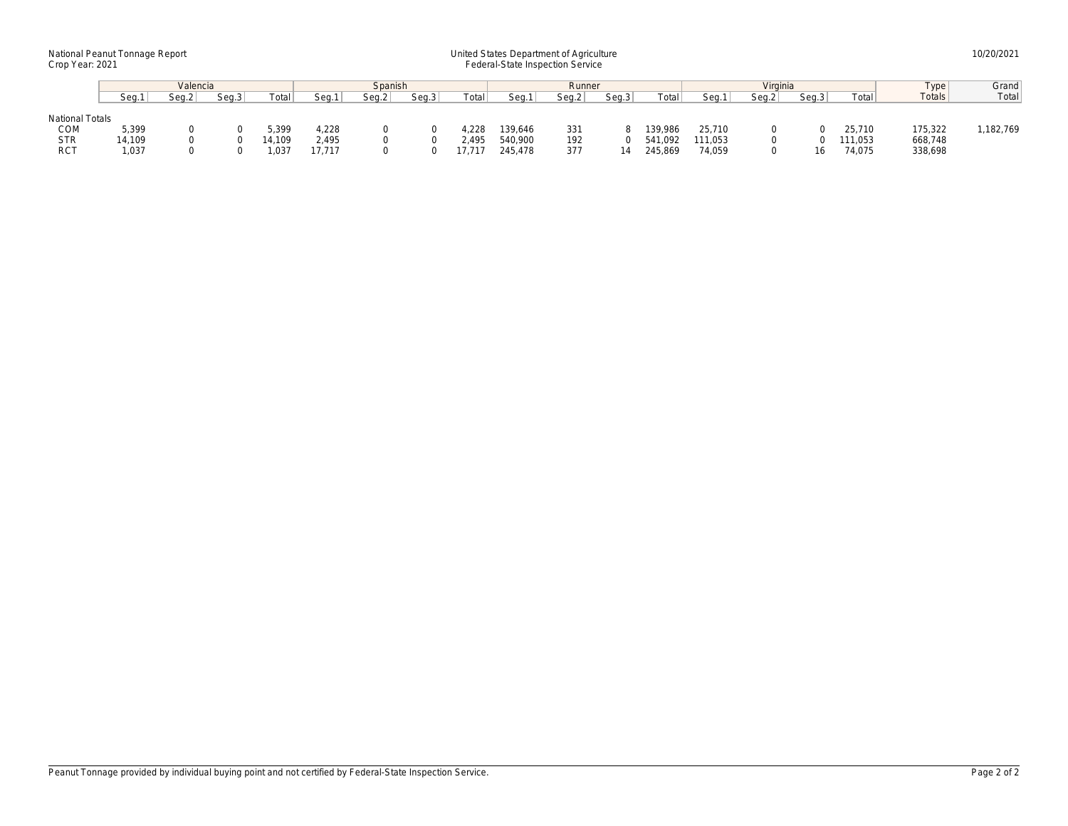National Peanut Tonnage Report
Crop Year: 2021

United States Department of Agriculture
Federal-State Inspection Service

10/20/2021

| | Valencia | | | | Spanish | | | | Runner | | | | Virginia | | | | Type | Grand |
|---|---|---|---|---|---|---|---|---|---|---|---|---|---|---|---|---|---|---|
| | Seg.1 | Seg.2 | Seg.3 | Total | Seg.1 | Seg.2 | Seg.3 | Total | Seg.1 | Seg.2 | Seg.3 | Total | Seg.1 | Seg.2 | Seg.3 | Total | Totals | Total |
| National Totals | | | | | | | | | | | | | | | | | | |
| COM | 5,399 | 0 | 0 | 5,399 | 4,228 | 0 | 0 | 4,228 | 139,646 | 331 | 8 | 139,986 | 25,710 | 0 | 0 | 25,710 | 175,322 | 1,182,769 |
| STR | 14,109 | 0 | 0 | 14,109 | 2,495 | 0 | 0 | 2,495 | 540,900 | 192 | 0 | 541,092 | 111,053 | 0 | 0 | 111,053 | 668,748 | |
| RCT | 1,037 | 0 | 0 | 1,037 | 17,717 | 0 | 0 | 17,717 | 245,478 | 377 | 14 | 245,869 | 74,059 | 0 | 16 | 74,075 | 338,698 | |

Peanut Tonnage provided by individual buying point and not certified by Federal-State Inspection Service.